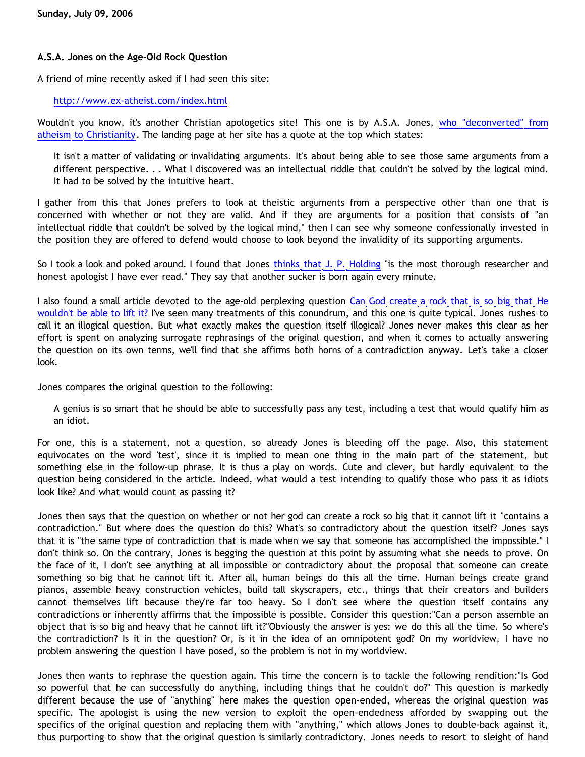Sunday, July 09, 2006

## A.S.A. Jones on the Age-Old Rock Question

A friend of mine recently asked if I had seen this site:

> http://www.ex-atheist.com/index.html

Wouldn't you know, it's another Christian apologetics site! This one is by A.S.A. Jones, who "deconverted" from atheism to Christianity. The landing page at her site has a quote at the top which states:

> It isn't a matter of validating or invalidating arguments. It's about being able to see those same arguments from a different perspective. . . What I discovered was an intellectual riddle that couldn't be solved by the logical mind. It had to be solved by the intuitive heart.

I gather from this that Jones prefers to look at theistic arguments from a perspective other than one that is concerned with whether or not they are valid. And if they are arguments for a position that consists of "an intellectual riddle that couldn't be solved by the logical mind," then I can see why someone confessionally invested in the position they are offered to defend would choose to look beyond the invalidity of its supporting arguments.

So I took a look and poked around. I found that Jones thinks that J. P. Holding "is the most thorough researcher and honest apologist I have ever read." They say that another sucker is born again every minute.

I also found a small article devoted to the age-old perplexing question Can God create a rock that is so big that He wouldn't be able to lift it? I've seen many treatments of this conundrum, and this one is quite typical. Jones rushes to call it an illogical question. But what exactly makes the question itself illogical? Jones never makes this clear as her effort is spent on analyzing surrogate rephrasings of the original question, and when it comes to actually answering the question on its own terms, we'll find that she affirms both horns of a contradiction anyway. Let's take a closer look.

Jones compares the original question to the following:

> A genius is so smart that he should be able to successfully pass any test, including a test that would qualify him as an idiot.

For one, this is a statement, not a question, so already Jones is bleeding off the page. Also, this statement equivocates on the word 'test', since it is implied to mean one thing in the main part of the statement, but something else in the follow-up phrase. It is thus a play on words. Cute and clever, but hardly equivalent to the question being considered in the article. Indeed, what would a test intending to qualify those who pass it as idiots look like? And what would count as passing it?

Jones then says that the question on whether or not her god can create a rock so big that it cannot lift it "contains a contradiction." But where does the question do this? What's so contradictory about the question itself? Jones says that it is "the same type of contradiction that is made when we say that someone has accomplished the impossible." I don't think so. On the contrary, Jones is begging the question at this point by assuming what she needs to prove. On the face of it, I don't see anything at all impossible or contradictory about the proposal that someone can create something so big that he cannot lift it. After all, human beings do this all the time. Human beings create grand pianos, assemble heavy construction vehicles, build tall skyscrapers, etc., things that their creators and builders cannot themselves lift because they're far too heavy. So I don't see where the question itself contains any contradictions or inherently affirms that the impossible is possible. Consider this question:"Can a person assemble an object that is so big and heavy that he cannot lift it?"Obviously the answer is yes: we do this all the time. So where's the contradiction? Is it in the question? Or, is it in the idea of an omnipotent god? On my worldview, I have no problem answering the question I have posed, so the problem is not in my worldview.

Jones then wants to rephrase the question again. This time the concern is to tackle the following rendition:"Is God so powerful that he can successfully do anything, including things that he couldn't do?" This question is markedly different because the use of "anything" here makes the question open-ended, whereas the original question was specific. The apologist is using the new version to exploit the open-endedness afforded by swapping out the specifics of the original question and replacing them with "anything," which allows Jones to double-back against it, thus purporting to show that the original question is similarly contradictory. Jones needs to resort to sleight of hand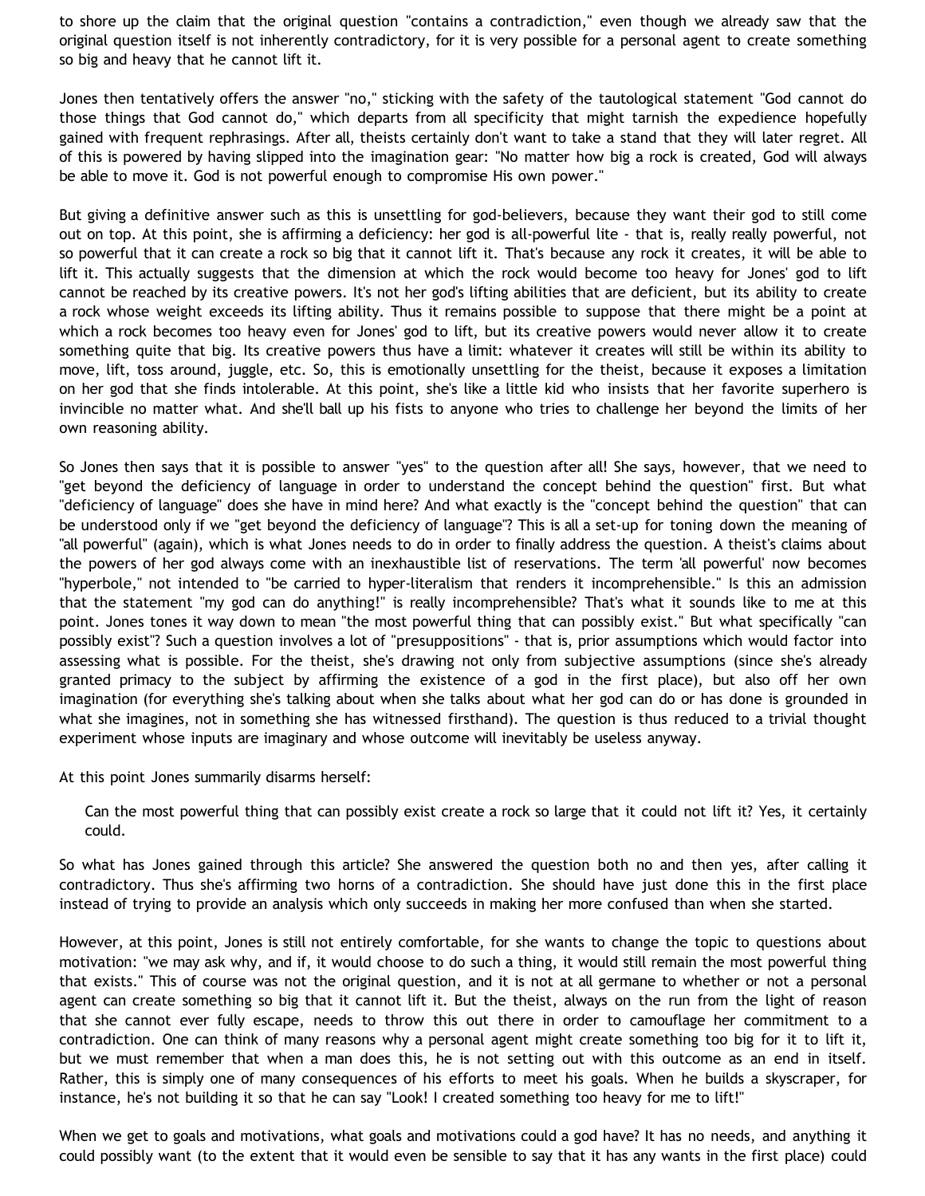to shore up the claim that the original question "contains a contradiction," even though we already saw that the original question itself is not inherently contradictory, for it is very possible for a personal agent to create something so big and heavy that he cannot lift it.

Jones then tentatively offers the answer "no," sticking with the safety of the tautological statement "God cannot do those things that God cannot do," which departs from all specificity that might tarnish the expedience hopefully gained with frequent rephrasings. After all, theists certainly don't want to take a stand that they will later regret. All of this is powered by having slipped into the imagination gear: "No matter how big a rock is created, God will always be able to move it. God is not powerful enough to compromise His own power."

But giving a definitive answer such as this is unsettling for god-believers, because they want their god to still come out on top. At this point, she is affirming a deficiency: her god is all-powerful lite - that is, really really powerful, not so powerful that it can create a rock so big that it cannot lift it. That's because any rock it creates, it will be able to lift it. This actually suggests that the dimension at which the rock would become too heavy for Jones' god to lift cannot be reached by its creative powers. It's not her god's lifting abilities that are deficient, but its ability to create a rock whose weight exceeds its lifting ability. Thus it remains possible to suppose that there might be a point at which a rock becomes too heavy even for Jones' god to lift, but its creative powers would never allow it to create something quite that big. Its creative powers thus have a limit: whatever it creates will still be within its ability to move, lift, toss around, juggle, etc. So, this is emotionally unsettling for the theist, because it exposes a limitation on her god that she finds intolerable. At this point, she's like a little kid who insists that her favorite superhero is invincible no matter what. And she'll ball up his fists to anyone who tries to challenge her beyond the limits of her own reasoning ability.

So Jones then says that it is possible to answer "yes" to the question after all! She says, however, that we need to "get beyond the deficiency of language in order to understand the concept behind the question" first. But what "deficiency of language" does she have in mind here? And what exactly is the "concept behind the question" that can be understood only if we "get beyond the deficiency of language"? This is all a set-up for toning down the meaning of "all powerful" (again), which is what Jones needs to do in order to finally address the question. A theist's claims about the powers of her god always come with an inexhaustible list of reservations. The term 'all powerful' now becomes "hyperbole," not intended to "be carried to hyper-literalism that renders it incomprehensible." Is this an admission that the statement "my god can do anything!" is really incomprehensible? That's what it sounds like to me at this point. Jones tones it way down to mean "the most powerful thing that can possibly exist." But what specifically "can possibly exist"? Such a question involves a lot of "presuppositions" - that is, prior assumptions which would factor into assessing what is possible. For the theist, she's drawing not only from subjective assumptions (since she's already granted primacy to the subject by affirming the existence of a god in the first place), but also off her own imagination (for everything she's talking about when she talks about what her god can do or has done is grounded in what she imagines, not in something she has witnessed firsthand). The question is thus reduced to a trivial thought experiment whose inputs are imaginary and whose outcome will inevitably be useless anyway.

At this point Jones summarily disarms herself:

> Can the most powerful thing that can possibly exist create a rock so large that it could not lift it? Yes, it certainly could.

So what has Jones gained through this article? She answered the question both no and then yes, after calling it contradictory. Thus she's affirming two horns of a contradiction. She should have just done this in the first place instead of trying to provide an analysis which only succeeds in making her more confused than when she started.

However, at this point, Jones is still not entirely comfortable, for she wants to change the topic to questions about motivation: "we may ask why, and if, it would choose to do such a thing, it would still remain the most powerful thing that exists." This of course was not the original question, and it is not at all germane to whether or not a personal agent can create something so big that it cannot lift it. But the theist, always on the run from the light of reason that she cannot ever fully escape, needs to throw this out there in order to camouflage her commitment to a contradiction. One can think of many reasons why a personal agent might create something too big for it to lift it, but we must remember that when a man does this, he is not setting out with this outcome as an end in itself. Rather, this is simply one of many consequences of his efforts to meet his goals. When he builds a skyscraper, for instance, he's not building it so that he can say "Look! I created something too heavy for me to lift!"

When we get to goals and motivations, what goals and motivations could a god have? It has no needs, and anything it could possibly want (to the extent that it would even be sensible to say that it has any wants in the first place) could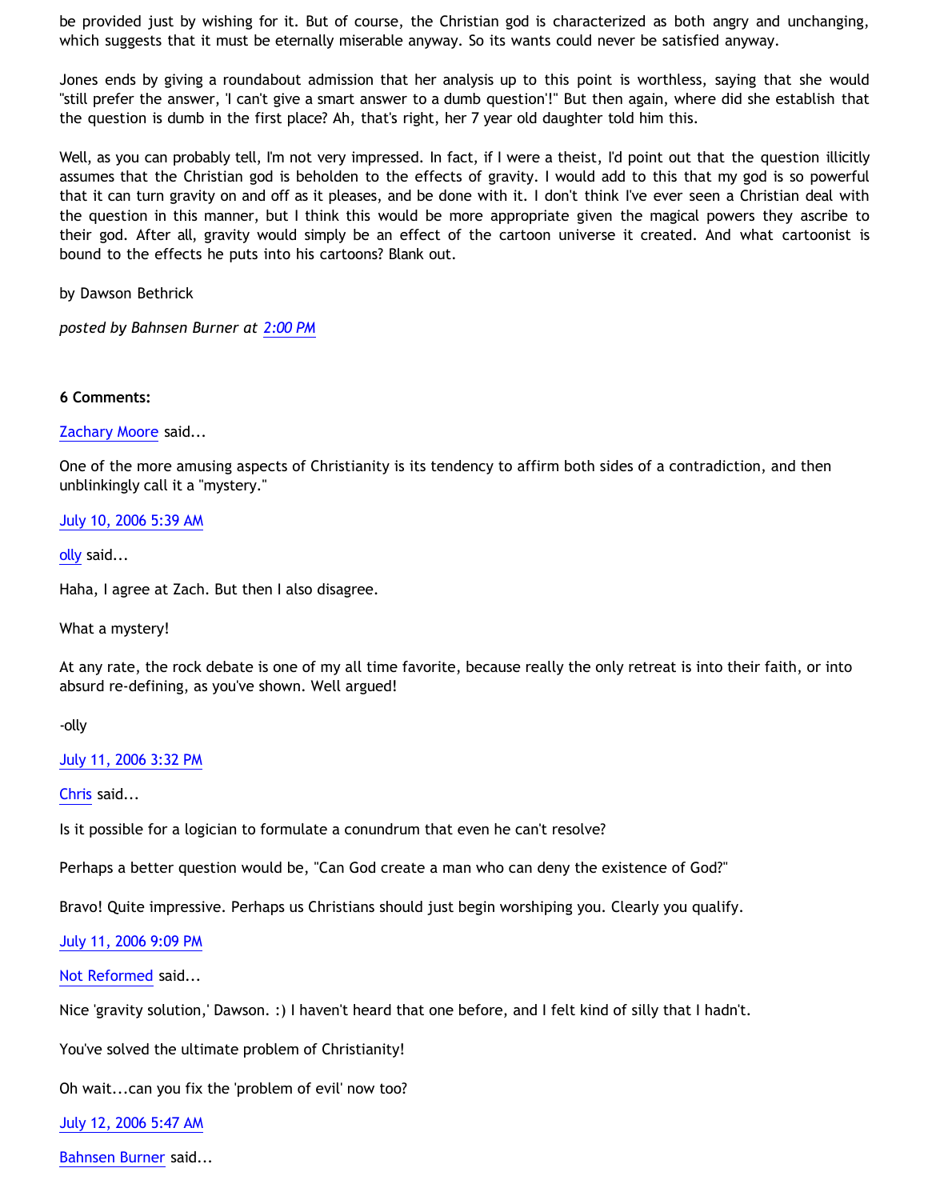be provided just by wishing for it. But of course, the Christian god is characterized as both angry and unchanging, which suggests that it must be eternally miserable anyway. So its wants could never be satisfied anyway.

Jones ends by giving a roundabout admission that her analysis up to this point is worthless, saying that she would "still prefer the answer, 'I can't give a smart answer to a dumb question'!" But then again, where did she establish that the question is dumb in the first place? Ah, that's right, her 7 year old daughter told him this.

Well, as you can probably tell, I'm not very impressed. In fact, if I were a theist, I'd point out that the question illicitly assumes that the Christian god is beholden to the effects of gravity. I would add to this that my god is so powerful that it can turn gravity on and off as it pleases, and be done with it. I don't think I've ever seen a Christian deal with the question in this manner, but I think this would be more appropriate given the magical powers they ascribe to their god. After all, gravity would simply be an effect of the cartoon universe it created. And what cartoonist is bound to the effects he puts into his cartoons? Blank out.

by Dawson Bethrick

*posted by Bahnsen Burner at 2:00 PM*

**6 Comments:**

Zachary Moore said...

One of the more amusing aspects of Christianity is its tendency to affirm both sides of a contradiction, and then unblinkingly call it a "mystery."

July 10, 2006 5:39 AM

olly said...

Haha, I agree at Zach. But then I also disagree.

What a mystery!

At any rate, the rock debate is one of my all time favorite, because really the only retreat is into their faith, or into absurd re-defining, as you've shown. Well argued!

-olly

July 11, 2006 3:32 PM

Chris said...

Is it possible for a logician to formulate a conundrum that even he can't resolve?

Perhaps a better question would be, "Can God create a man who can deny the existence of God?"

Bravo! Quite impressive. Perhaps us Christians should just begin worshiping you. Clearly you qualify.

July 11, 2006 9:09 PM

Not Reformed said...

Nice 'gravity solution,' Dawson. :) I haven't heard that one before, and I felt kind of silly that I hadn't.

You've solved the ultimate problem of Christianity!

Oh wait...can you fix the 'problem of evil' now too?

July 12, 2006 5:47 AM

Bahnsen Burner said...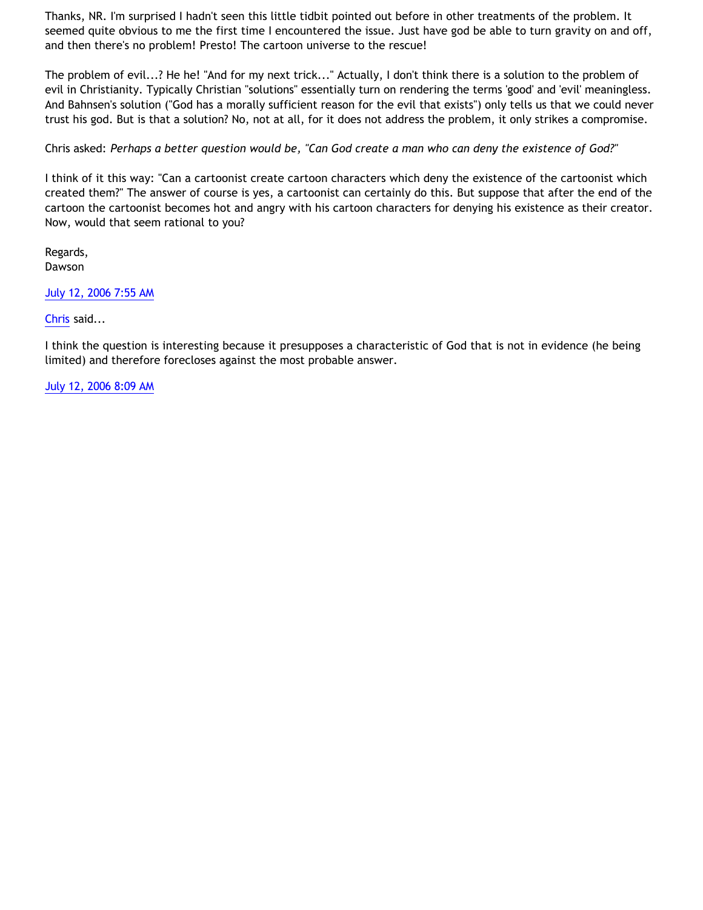Thanks, NR. I'm surprised I hadn't seen this little tidbit pointed out before in other treatments of the problem. It seemed quite obvious to me the first time I encountered the issue. Just have god be able to turn gravity on and off, and then there's no problem! Presto! The cartoon universe to the rescue!

The problem of evil...? He he! "And for my next trick..." Actually, I don't think there is a solution to the problem of evil in Christianity. Typically Christian "solutions" essentially turn on rendering the terms 'good' and 'evil' meaningless. And Bahnsen's solution ("God has a morally sufficient reason for the evil that exists") only tells us that we could never trust his god. But is that a solution? No, not at all, for it does not address the problem, it only strikes a compromise.

Chris asked: *Perhaps a better question would be, "Can God create a man who can deny the existence of God?"*

I think of it this way: "Can a cartoonist create cartoon characters which deny the existence of the cartoonist which created them?" The answer of course is yes, a cartoonist can certainly do this. But suppose that after the end of the cartoon the cartoonist becomes hot and angry with his cartoon characters for denying his existence as their creator. Now, would that seem rational to you?

Regards,
Dawson

July 12, 2006 7:55 AM

Chris said...

I think the question is interesting because it presupposes a characteristic of God that is not in evidence (he being limited) and therefore forecloses against the most probable answer.

July 12, 2006 8:09 AM